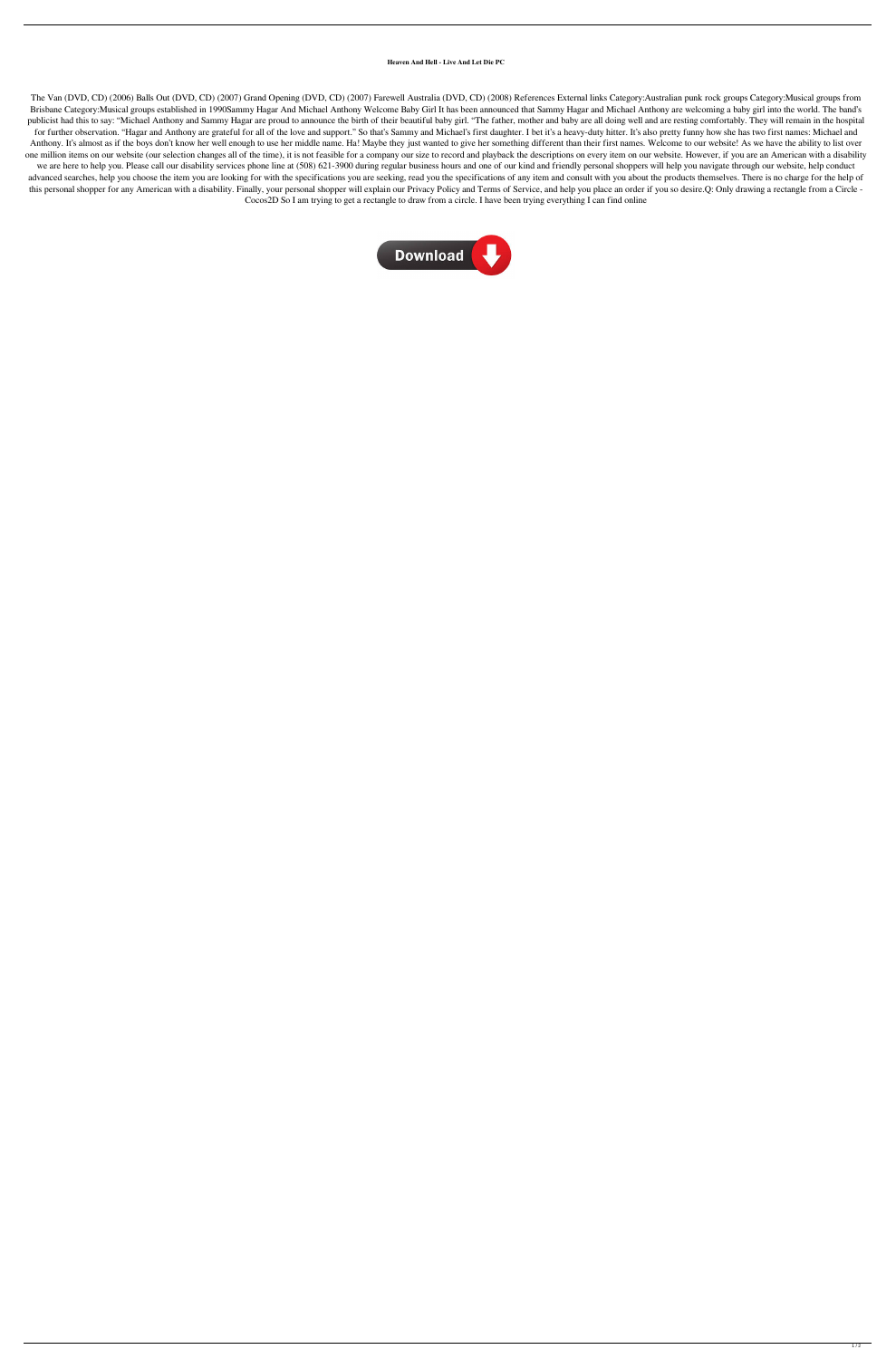# Heaven And Hell - Live And Let Die PC

The Van (DVD, CD) (2006) Balls Out (DVD, CD) (2007) Grand Opening (DVD, CD) (2007) Farewell Australia (DVD, CD) (2008) References External links Category:Australian punk rock groups Category:Musical groups from Brisbane Category:Musical groups established in 1990Sammy Hagar And Michael Anthony Welcome Baby Girl It has been announced that Sammy Hagar and Michael Anthony are welcoming a baby girl into the world. The band's publicist had this to say: "Michael Anthony and Sammy Hagar are proud to announce the birth of their beautiful baby girl. "The father, mother and baby are all doing well and are resting comfortably. They will remain in the hospital for further observation. "Hagar and Anthony are grateful for all of the love and support." So that's Sammy and Michael's first daughter. I bet it's a heavy-duty hitter. It's also pretty funny how she has two first names: Michael and Anthony. It's almost as if the boys don't know her well enough to use her middle name. Ha! Maybe they just wanted to give her something different than their first names. Welcome to our website! As we have the ability to list over one million items on our website (our selection changes all of the time), it is not feasible for a company our size to record and playback the descriptions on every item on our website. However, if you are an American with a disability we are here to help you. Please call our disability services phone line at (508) 621-3900 during regular business hours and one of our kind and friendly personal shoppers will help you navigate through our website, help conduct advanced searches, help you choose the item you are looking for with the specifications you are seeking, read you the specifications of any item and consult with you about the products themselves. There is no charge for the help of this personal shopper for any American with a disability. Finally, your personal shopper will explain our Privacy Policy and Terms of Service, and help you place an order if you so desire.Q: Only drawing a rectangle from a Circle - Cocos2D So I am trying to get a rectangle to draw from a circle. I have been trying everything I can find online

Download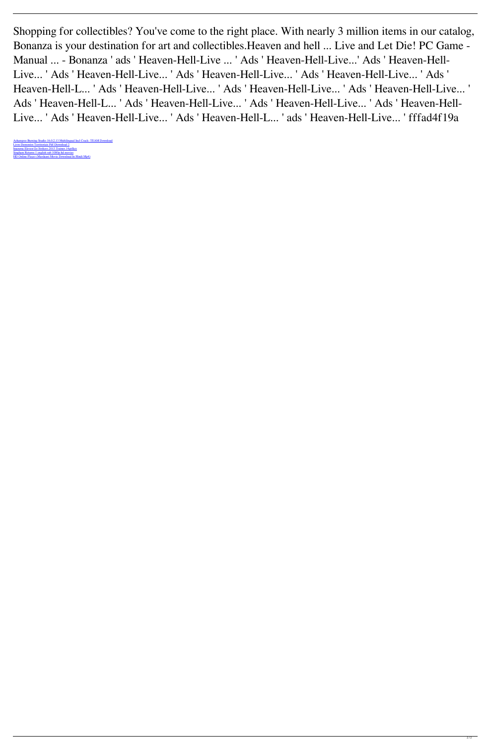Shopping for collectibles? You've come to the right place. With nearly 3 million items in our catalog, Bonanza is your destination for art and collectibles.Heaven and hell ... Live and Let Die! PC Game - Manual ... - Bonanza ' ads ' Heaven-Hell-Live ... ' Ads ' Heaven-Hell-Live...' Ads ' Heaven-Hell-Live... ' Ads ' Heaven-Hell-Live... ' Ads ' Heaven-Hell-Live... ' Ads ' Heaven-Hell-Live... ' Ads ' Heaven-Hell-L... ' Ads ' Heaven-Hell-Live... ' Ads ' Heaven-Hell-Live... ' Ads ' Heaven-Hell-Live... ' Ads ' Heaven-Hell-L... ' Ads ' Heaven-Hell-Live... ' Ads ' Heaven-Hell-Live... ' Ads ' Heaven-Hell-Live... ' Ads ' Heaven-Hell-Live... ' Ads ' Heaven-Hell-L... ' ads ' Heaven-Hell-Live... ' fffad4f19a

Ashampoo Burning Studio 16.0.2.13 Multilingual Incl Crack- TEAM Download
Livro Demonios Territoriais Pdf Download 2
Inazuma Eleven Go Strikers 2013 Trainer 14golkes
Singham Returns 1 english sub 1080p hd movies
HD Online Player (Mardaani Movie Download In Hindi Mp4)